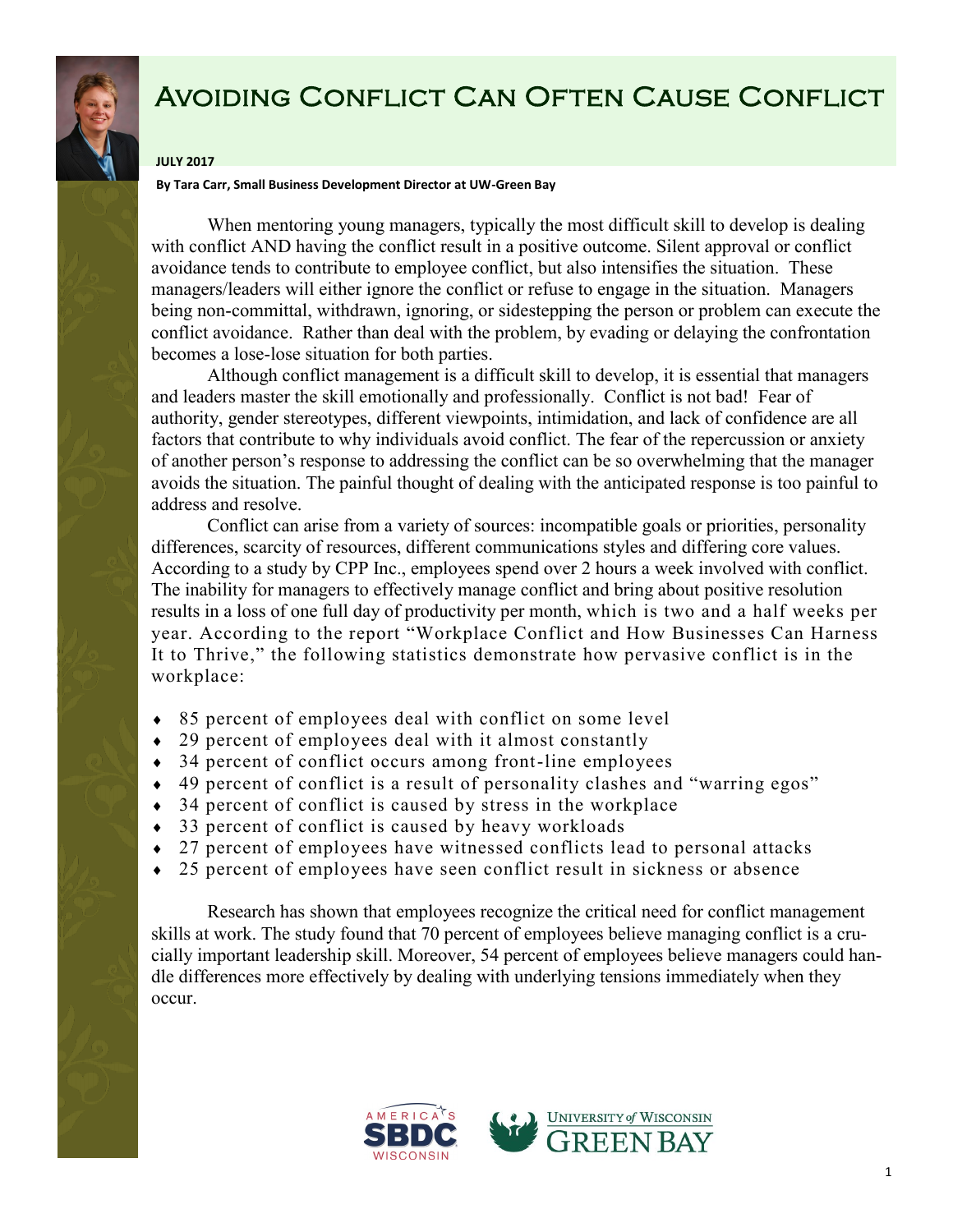# Avoiding Conflict Can Often Cause Conflict

**JULY 2017**

**By Tara Carr, Small Business Development Director at UW-Green Bay**

When mentoring young managers, typically the most difficult skill to develop is dealing with conflict AND having the conflict result in a positive outcome. Silent approval or conflict avoidance tends to contribute to employee conflict, but also intensifies the situation. These managers/leaders will either ignore the conflict or refuse to engage in the situation. Managers being non-committal, withdrawn, ignoring, or sidestepping the person or problem can execute the conflict avoidance. Rather than deal with the problem, by evading or delaying the confrontation becomes a lose-lose situation for both parties.

Although conflict management is a difficult skill to develop, it is essential that managers and leaders master the skill emotionally and professionally. Conflict is not bad! Fear of authority, gender stereotypes, different viewpoints, intimidation, and lack of confidence are all factors that contribute to why individuals avoid conflict. The fear of the repercussion or anxiety of another person's response to addressing the conflict can be so overwhelming that the manager avoids the situation. The painful thought of dealing with the anticipated response is too painful to address and resolve.

Conflict can arise from a variety of sources: incompatible goals or priorities, personality differences, scarcity of resources, different communications styles and differing core values. According to a study by CPP Inc., employees spend over 2 hours a week involved with conflict. The inability for managers to effectively manage conflict and bring about positive resolution results in a loss of one full day of productivity per month, which is two and a half weeks per year. According to the report "Workplace Conflict and How Businesses Can Harness It to Thrive," the following statistics demonstrate how pervasive conflict is in the workplace:

- 85 percent of employees deal with conflict on some level
- 29 percent of employees deal with it almost constantly
- 34 percent of conflict occurs among front-line employees
- 49 percent of conflict is a result of personality clashes and "warring egos"
- 34 percent of conflict is caused by stress in the workplace
- 33 percent of conflict is caused by heavy workloads
- 27 percent of employees have witnessed conflicts lead to personal attacks
- 25 percent of employees have seen conflict result in sickness or absence

Research has shown that employees recognize the critical need for conflict management skills at work. The study found that 70 percent of employees believe managing conflict is a crucially important leadership skill. Moreover, 54 percent of employees believe managers could handle differences more effectively by dealing with underlying tensions immediately when they occur.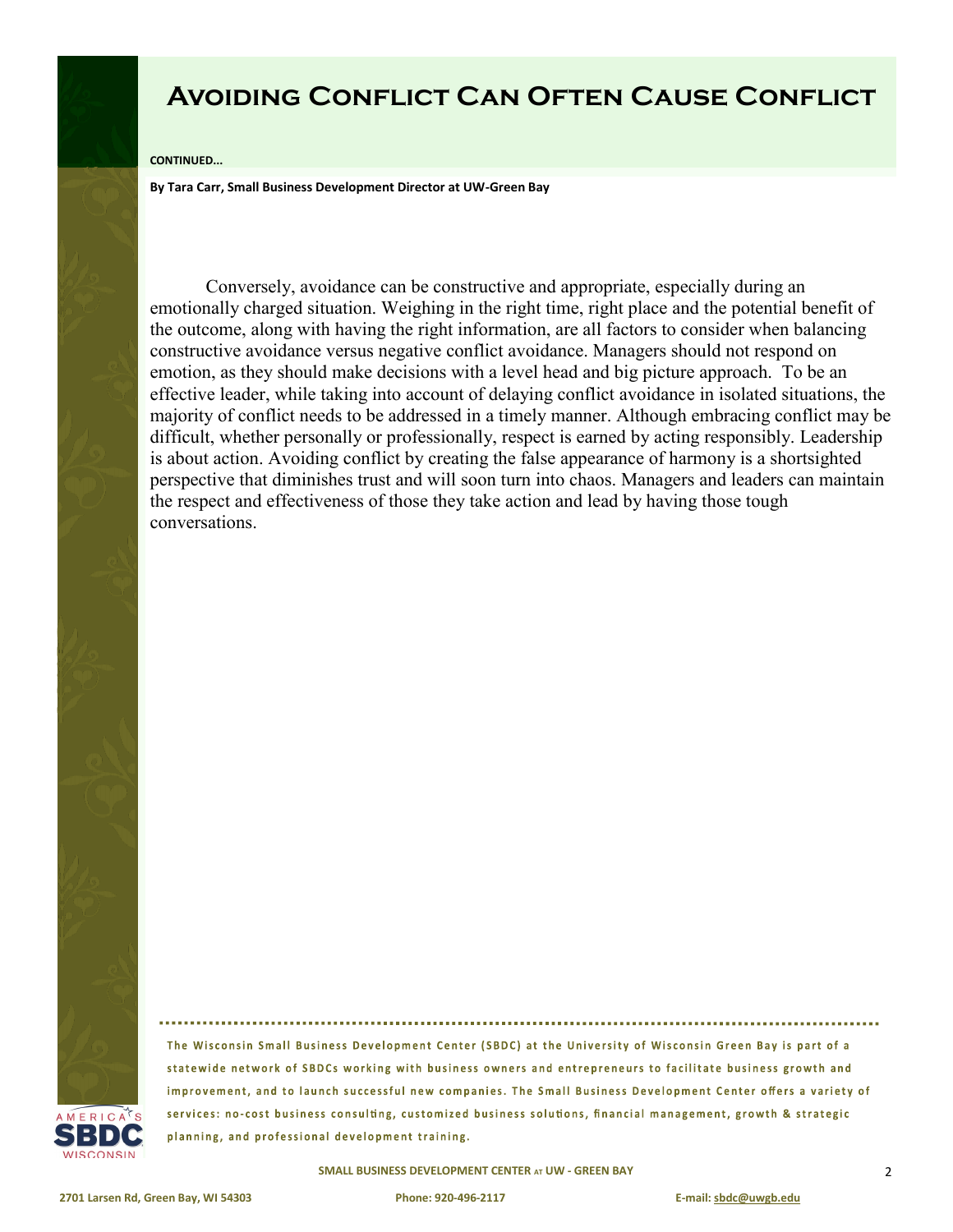# Avoiding Conflict Can Often Cause Conflict

**CONTINUED…**

**By Tara Carr, Small Business Development Director at UW-Green Bay**

Conversely, avoidance can be constructive and appropriate, especially during an emotionally charged situation. Weighing in the right time, right place and the potential benefit of the outcome, along with having the right information, are all factors to consider when balancing constructive avoidance versus negative conflict avoidance. Managers should not respond on emotion, as they should make decisions with a level head and big picture approach. To be an effective leader, while taking into account of delaying conflict avoidance in isolated situations, the majority of conflict needs to be addressed in a timely manner. Although embracing conflict may be difficult, whether personally or professionally, respect is earned by acting responsibly. Leadership is about action. Avoiding conflict by creating the false appearance of harmony is a shortsighted perspective that diminishes trust and will soon turn into chaos. Managers and leaders can maintain the respect and effectiveness of those they take action and lead by having those tough conversations.

---

The Wisconsin Small Business Development Center (SBDC) at the University of Wisconsin Green Bay is part of a statewide network of SBDCs working with business owners and entrepreneurs to facilitate business growth and improvement, and to launch successful new companies. The Small Business Development Center offers a variety of services: no-cost business consulting, customized business solutions, financial management, growth & strategic planning, and professional development training.

**SMALL BUSINESS DEVELOPMENT CENTER AT UW - GREEN BAY**

**2701 Larsen Rd, Green Bay, WI 54303** **Phone: 920-496-2117** **E-mail: sbdc@uwgb.edu**